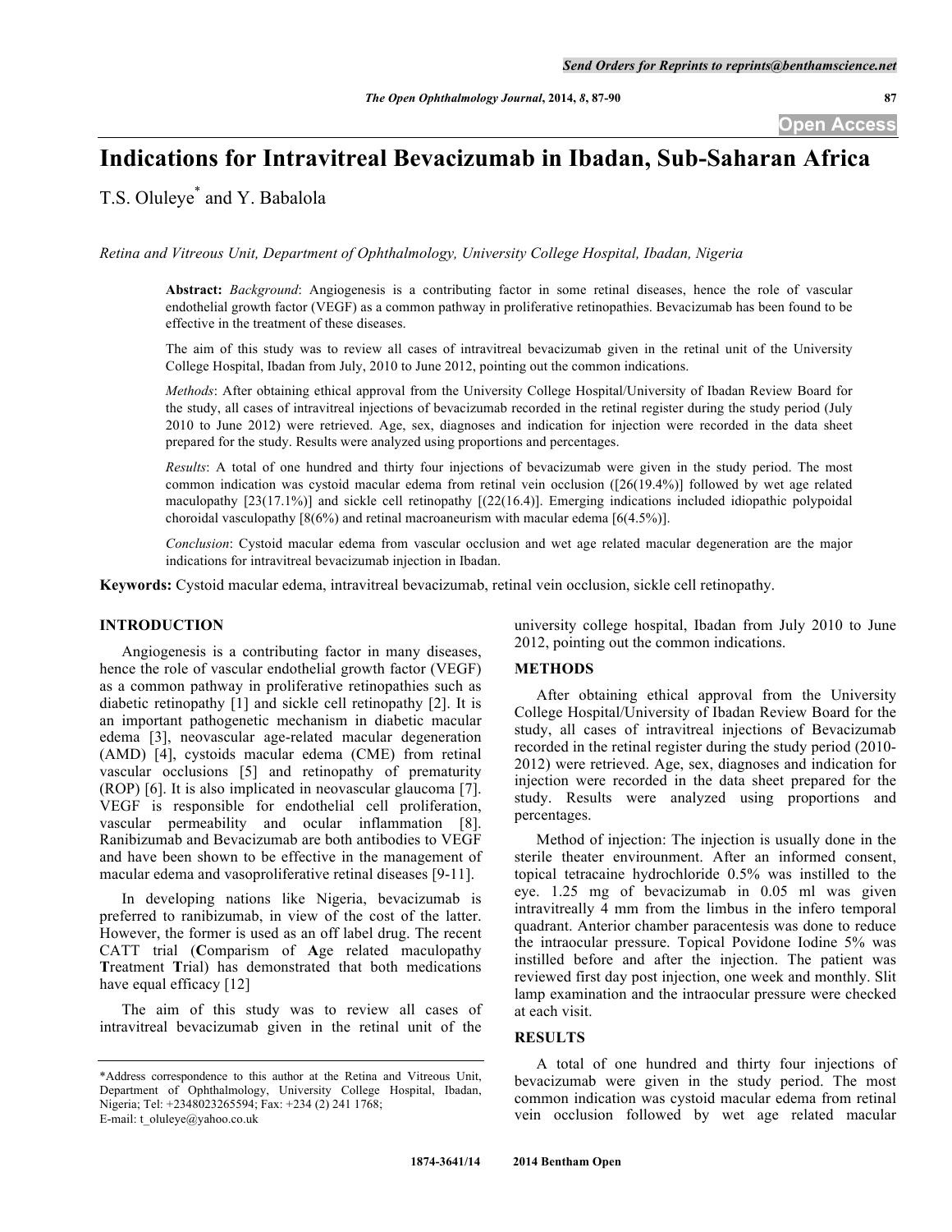# Indications for Intravitreal Bevacizumab in Ibadan, Sub-Saharan Africa

T.S. Oluleye* and Y. Babalola

*Retina and Vitreous Unit, Department of Ophthalmology, University College Hospital, Ibadan, Nigeria*

**Abstract:** *Background*: Angiogenesis is a contributing factor in some retinal diseases, hence the role of vascular endothelial growth factor (VEGF) as a common pathway in proliferative retinopathies. Bevacizumab has been found to be effective in the treatment of these diseases.

The aim of this study was to review all cases of intravitreal bevacizumab given in the retinal unit of the University College Hospital, Ibadan from July, 2010 to June 2012, pointing out the common indications.

*Methods*: After obtaining ethical approval from the University College Hospital/University of Ibadan Review Board for the study, all cases of intravitreal injections of bevacizumab recorded in the retinal register during the study period (July 2010 to June 2012) were retrieved. Age, sex, diagnoses and indication for injection were recorded in the data sheet prepared for the study. Results were analyzed using proportions and percentages.

*Results*: A total of one hundred and thirty four injections of bevacizumab were given in the study period. The most common indication was cystoid macular edema from retinal vein occlusion ([26(19.4%)] followed by wet age related maculopathy [23(17.1%)] and sickle cell retinopathy [(22(16.4)]. Emerging indications included idiopathic polypoidal choroidal vasculopathy [8(6%) and retinal macroaneurism with macular edema [6(4.5%)].

*Conclusion*: Cystoid macular edema from vascular occlusion and wet age related macular degeneration are the major indications for intravitreal bevacizumab injection in Ibadan.

**Keywords:** Cystoid macular edema, intravitreal bevacizumab, retinal vein occlusion, sickle cell retinopathy.

## INTRODUCTION

Angiogenesis is a contributing factor in many diseases, hence the role of vascular endothelial growth factor (VEGF) as a common pathway in proliferative retinopathies such as diabetic retinopathy [1] and sickle cell retinopathy [2]. It is an important pathogenetic mechanism in diabetic macular edema [3], neovascular age-related macular degeneration (AMD) [4], cystoids macular edema (CME) from retinal vascular occlusions [5] and retinopathy of prematurity (ROP) [6]. It is also implicated in neovascular glaucoma [7]. VEGF is responsible for endothelial cell proliferation, vascular permeability and ocular inflammation [8]. Ranibizumab and Bevacizumab are both antibodies to VEGF and have been shown to be effective in the management of macular edema and vasoproliferative retinal diseases [9-11].

In developing nations like Nigeria, bevacizumab is preferred to ranibizumab, in view of the cost of the latter. However, the former is used as an off label drug. The recent CATT trial (**C**omparism of **A**ge related maculopathy **T**reatment **T**rial) has demonstrated that both medications have equal efficacy [12]

The aim of this study was to review all cases of intravitreal bevacizumab given in the retinal unit of the university college hospital, Ibadan from July 2010 to June 2012, pointing out the common indications.

## METHODS

After obtaining ethical approval from the University College Hospital/University of Ibadan Review Board for the study, all cases of intravitreal injections of Bevacizumab recorded in the retinal register during the study period (2010-2012) were retrieved. Age, sex, diagnoses and indication for injection were recorded in the data sheet prepared for the study. Results were analyzed using proportions and percentages.

Method of injection: The injection is usually done in the sterile theater environment. After an informed consent, topical tetracaine hydrochloride 0.5% was instilled to the eye. 1.25 mg of bevacizumab in 0.05 ml was given intravitreally 4 mm from the limbus in the infero temporal quadrant. Anterior chamber paracentesis was done to reduce the intraocular pressure. Topical Povidone Iodine 5% was instilled before and after the injection. The patient was reviewed first day post injection, one week and monthly. Slit lamp examination and the intraocular pressure were checked at each visit.

## RESULTS

A total of one hundred and thirty four injections of bevacizumab were given in the study period. The most common indication was cystoid macular edema from retinal vein occlusion followed by wet age related macular

*Address correspondence to this author at the Retina and Vitreous Unit, Department of Ophthalmology, University College Hospital, Ibadan, Nigeria; Tel: +2348023265594; Fax: +234 (2) 241 1768; E-mail: t_oluleye@yahoo.co.uk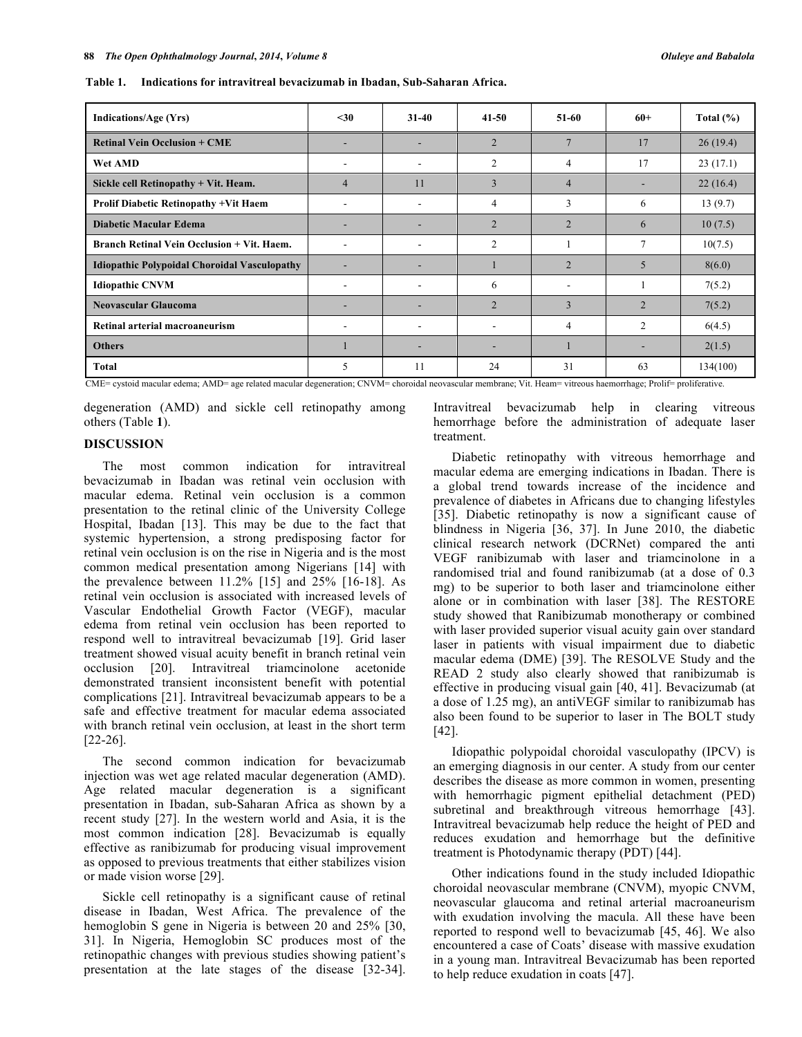**Table 1. Indications for intravitreal bevacizumab in Ibadan, Sub-Saharan Africa.**

| Indications/Age (Yrs) | <30 | 31-40 | 41-50 | 51-60 | 60+ | Total (%) |
|---|---|---|---|---|---|---|
| Retinal Vein Occlusion + CME | - | - | 2 | 7 | 17 | 26 (19.4) |
| Wet AMD | - | - | 2 | 4 | 17 | 23 (17.1) |
| Sickle cell Retinopathy + Vit. Heam. | 4 | 11 | 3 | 4 | - | 22 (16.4) |
| Prolif Diabetic Retinopathy +Vit Haem | - | - | 4 | 3 | 6 | 13 (9.7) |
| Diabetic Macular Edema | - | - | 2 | 2 | 6 | 10 (7.5) |
| Branch Retinal Vein Occlusion + Vit. Haem. | - | - | 2 | 1 | 7 | 10(7.5) |
| Idiopathic Polypoidal Choroidal Vasculopathy | - | - | 1 | 2 | 5 | 8(6.0) |
| Idiopathic CNVM | - | - | 6 | - | 1 | 7(5.2) |
| Neovascular Glaucoma | - | - | 2 | 3 | 2 | 7(5.2) |
| Retinal arterial macroaneurism | - | - | - | 4 | 2 | 6(4.5) |
| Others | 1 | - | - | 1 | - | 2(1.5) |
| Total | 5 | 11 | 24 | 31 | 63 | 134(100) |

CME= cystoid macular edema; AMD= age related macular degeneration; CNVM= choroidal neovascular membrane; Vit. Heam= vitreous haemorrhage; Prolif= proliferative.

degeneration (AMD) and sickle cell retinopathy among others (Table **1**).

## DISCUSSION

The most common indication for intravitreal bevacizumab in Ibadan was retinal vein occlusion with macular edema. Retinal vein occlusion is a common presentation to the retinal clinic of the University College Hospital, Ibadan [13]. This may be due to the fact that systemic hypertension, a strong predisposing factor for retinal vein occlusion is on the rise in Nigeria and is the most common medical presentation among Nigerians [14] with the prevalence between 11.2% [15] and 25% [16-18]. As retinal vein occlusion is associated with increased levels of Vascular Endothelial Growth Factor (VEGF), macular edema from retinal vein occlusion has been reported to respond well to intravitreal bevacizumab [19]. Grid laser treatment showed visual acuity benefit in branch retinal vein occlusion [20]. Intravitreal triamcinolone acetonide demonstrated transient inconsistent benefit with potential complications [21]. Intravitreal bevacizumab appears to be a safe and effective treatment for macular edema associated with branch retinal vein occlusion, at least in the short term [22-26].

The second common indication for bevacizumab injection was wet age related macular degeneration (AMD). Age related macular degeneration is a significant presentation in Ibadan, sub-Saharan Africa as shown by a recent study [27]. In the western world and Asia, it is the most common indication [28]. Bevacizumab is equally effective as ranibizumab for producing visual improvement as opposed to previous treatments that either stabilizes vision or made vision worse [29].

Sickle cell retinopathy is a significant cause of retinal disease in Ibadan, West Africa. The prevalence of the hemoglobin S gene in Nigeria is between 20 and 25% [30, 31]. In Nigeria, Hemoglobin SC produces most of the retinopathic changes with previous studies showing patient's presentation at the late stages of the disease [32-34]. Intravitreal bevacizumab help in clearing vitreous hemorrhage before the administration of adequate laser treatment.

Diabetic retinopathy with vitreous hemorrhage and macular edema are emerging indications in Ibadan. There is a global trend towards increase of the incidence and prevalence of diabetes in Africans due to changing lifestyles [35]. Diabetic retinopathy is now a significant cause of blindness in Nigeria [36, 37]. In June 2010, the diabetic clinical research network (DCRNet) compared the anti VEGF ranibizumab with laser and triamcinolone in a randomised trial and found ranibizumab (at a dose of 0.3 mg) to be superior to both laser and triamcinolone either alone or in combination with laser [38]. The RESTORE study showed that Ranibizumab monotherapy or combined with laser provided superior visual acuity gain over standard laser in patients with visual impairment due to diabetic macular edema (DME) [39]. The RESOLVE Study and the READ 2 study also clearly showed that ranibizumab is effective in producing visual gain [40, 41]. Bevacizumab (at a dose of 1.25 mg), an antiVEGF similar to ranibizumab has also been found to be superior to laser in The BOLT study [42].

Idiopathic polypoidal choroidal vasculopathy (IPCV) is an emerging diagnosis in our center. A study from our center describes the disease as more common in women, presenting with hemorrhagic pigment epithelial detachment (PED) subretinal and breakthrough vitreous hemorrhage [43]. Intravitreal bevacizumab help reduce the height of PED and reduces exudation and hemorrhage but the definitive treatment is Photodynamic therapy (PDT) [44].

Other indications found in the study included Idiopathic choroidal neovascular membrane (CNVM), myopic CNVM, neovascular glaucoma and retinal arterial macroaneurism with exudation involving the macula. All these have been reported to respond well to bevacizumab [45, 46]. We also encountered a case of Coats' disease with massive exudation in a young man. Intravitreal Bevacizumab has been reported to help reduce exudation in coats [47].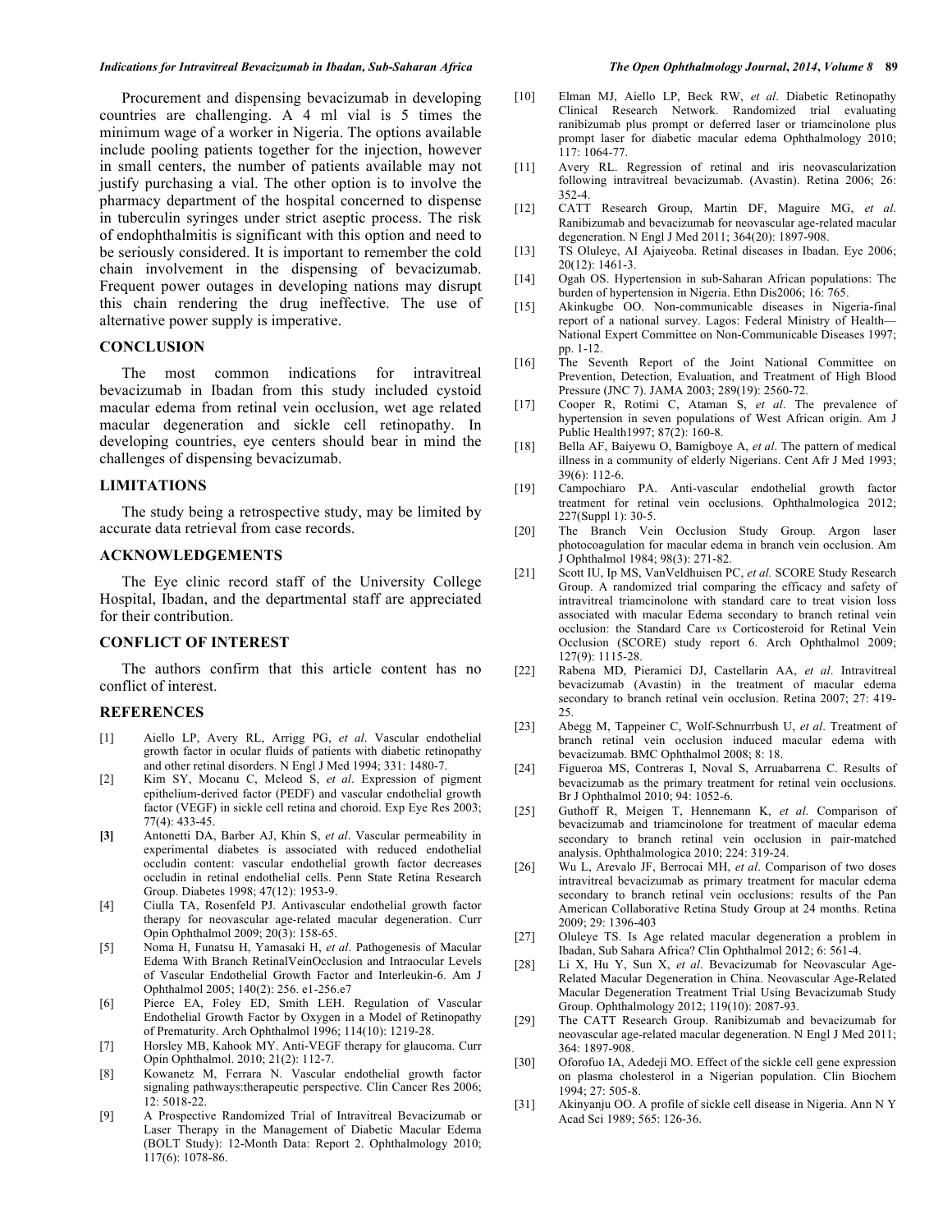Procurement and dispensing bevacizumab in developing countries are challenging. A 4 ml vial is 5 times the minimum wage of a worker in Nigeria. The options available include pooling patients together for the injection, however in small centers, the number of patients available may not justify purchasing a vial. The other option is to involve the pharmacy department of the hospital concerned to dispense in tuberculin syringes under strict aseptic process. The risk of endophthalmitis is significant with this option and need to be seriously considered. It is important to remember the cold chain involvement in the dispensing of bevacizumab. Frequent power outages in developing nations may disrupt this chain rendering the drug ineffective. The use of alternative power supply is imperative.

## CONCLUSION

The most common indications for intravitreal bevacizumab in Ibadan from this study included cystoid macular edema from retinal vein occlusion, wet age related macular degeneration and sickle cell retinopathy. In developing countries, eye centers should bear in mind the challenges of dispensing bevacizumab.

## LIMITATIONS

The study being a retrospective study, may be limited by accurate data retrieval from case records.

## ACKNOWLEDGEMENTS

The Eye clinic record staff of the University College Hospital, Ibadan, and the departmental staff are appreciated for their contribution.

## CONFLICT OF INTEREST

The authors confirm that this article content has no conflict of interest.

## REFERENCES

[1] Aiello LP, Avery RL, Arrigg PG, *et al*. Vascular endothelial growth factor in ocular fluids of patients with diabetic retinopathy and other retinal disorders. N Engl J Med 1994; 331: 1480-7.

[2] Kim SY, Mocanu C, Mcleod S, *et al*. Expression of pigment epithelium-derived factor (PEDF) and vascular endothelial growth factor (VEGF) in sickle cell retina and choroid. Exp Eye Res 2003; 77(4): 433-45.

**[3]** Antonetti DA, Barber AJ, Khin S, *et al*. Vascular permeability in experimental diabetes is associated with reduced endothelial occludin content: vascular endothelial growth factor decreases occludin in retinal endothelial cells. Penn State Retina Research Group. Diabetes 1998; 47(12): 1953-9.

[4] Ciulla TA, Rosenfeld PJ. Antivascular endothelial growth factor therapy for neovascular age-related macular degeneration. Curr Opin Ophthalmol 2009; 20(3): 158-65.

[5] Noma H, Funatsu H, Yamasaki H, *et al*. Pathogenesis of Macular Edema With Branch RetinalVeinOcclusion and Intraocular Levels of Vascular Endothelial Growth Factor and Interleukin-6. Am J Ophthalmol 2005; 140(2): 256. e1-256.e7

[6] Pierce EA, Foley ED, Smith LEH. Regulation of Vascular Endothelial Growth Factor by Oxygen in a Model of Retinopathy of Prematurity. Arch Ophthalmol 1996; 114(10): 1219-28.

[7] Horsley MB, Kahook MY. Anti-VEGF therapy for glaucoma. Curr Opin Ophthalmol. 2010; 21(2): 112-7.

[8] Kowanetz M, Ferrara N. Vascular endothelial growth factor signaling pathways:therapeutic perspective. Clin Cancer Res 2006; 12: 5018-22.

[9] A Prospective Randomized Trial of Intravitreal Bevacizumab or Laser Therapy in the Management of Diabetic Macular Edema (BOLT Study): 12-Month Data: Report 2. Ophthalmology 2010; 117(6): 1078-86.

[10] Elman MJ, Aiello LP, Beck RW, *et al*. Diabetic Retinopathy Clinical Research Network. Randomized trial evaluating ranibizumab plus prompt or deferred laser or triamcinolone plus prompt laser for diabetic macular edema Ophthalmology 2010; 117: 1064-77.

[11] Avery RL. Regression of retinal and iris neovascularization following intravitreal bevacizumab. (Avastin). Retina 2006; 26: 352-4.

[12] CATT Research Group, Martin DF, Maguire MG, *et al*. Ranibizumab and bevacizumab for neovascular age-related macular degeneration. N Engl J Med 2011; 364(20): 1897-908.

[13] TS Oluleye, AI Ajaiyeoba. Retinal diseases in Ibadan. Eye 2006; 20(12): 1461-3.

[14] Ogah OS. Hypertension in sub-Saharan African populations: The burden of hypertension in Nigeria. Ethn Dis2006; 16: 765.

[15] Akinkugbe OO. Non-communicable diseases in Nigeria-final report of a national survey. Lagos: Federal Ministry of Health—National Expert Committee on Non-Communicable Diseases 1997; pp. 1-12.

[16] The Seventh Report of the Joint National Committee on Prevention, Detection, Evaluation, and Treatment of High Blood Pressure (JNC 7). JAMA 2003; 289(19): 2560-72.

[17] Cooper R, Rotimi C, Ataman S, *et al*. The prevalence of hypertension in seven populations of West African origin. Am J Public Health1997; 87(2): 160-8.

[18] Bella AF, Baiyewu O, Bamigboye A, *et al*. The pattern of medical illness in a community of elderly Nigerians. Cent Afr J Med 1993; 39(6): 112-6.

[19] Campochiaro PA. Anti-vascular endothelial growth factor treatment for retinal vein occlusions. Ophthalmologica 2012; 227(Suppl 1): 30-5.

[20] The Branch Vein Occlusion Study Group. Argon laser photocoagulation for macular edema in branch vein occlusion. Am J Ophthalmol 1984; 98(3): 271-82.

[21] Scott IU, Ip MS, VanVeldhuisen PC, *et al.* SCORE Study Research Group. A randomized trial comparing the efficacy and safety of intravitreal triamcinolone with standard care to treat vision loss associated with macular Edema secondary to branch retinal vein occlusion: the Standard Care *vs* Corticosteroid for Retinal Vein Occlusion (SCORE) study report 6. Arch Ophthalmol 2009; 127(9): 1115-28.

[22] Rabena MD, Pieramici DJ, Castellarin AA, *et al*. Intravitreal bevacizumab (Avastin) in the treatment of macular edema secondary to branch retinal vein occlusion. Retina 2007; 27: 419-25.

[23] Abegg M, Tappeiner C, Wolf-Schnurrbush U, *et al*. Treatment of branch retinal vein occlusion induced macular edema with bevacizumab. BMC Ophthalmol 2008; 8: 18.

[24] Figueroa MS, Contreras I, Noval S, Arruabarrena C. Results of bevacizumab as the primary treatment for retinal vein occlusions. Br J Ophthalmol 2010; 94: 1052-6.

[25] Guthoff R, Meigen T, Hennemann K, *et al*. Comparison of bevacizumab and triamcinolone for treatment of macular edema secondary to branch retinal vein occlusion in pair-matched analysis. Ophthalmologica 2010; 224: 319-24.

[26] Wu L, Arevalo JF, Berrocai MH, *et al*. Comparison of two doses intravitreal bevacizumab as primary treatment for macular edema secondary to branch retinal vein occlusions: results of the Pan American Collaborative Retina Study Group at 24 months. Retina 2009; 29: 1396-403

[27] Oluleye TS. Is Age related macular degeneration a problem in Ibadan, Sub Sahara Africa? Clin Ophthalmol 2012; 6: 561-4.

[28] Li X, Hu Y, Sun X, *et al*. Bevacizumab for Neovascular Age-Related Macular Degeneration in China. Neovascular Age-Related Macular Degeneration Treatment Trial Using Bevacizumab Study Group. Ophthalmology 2012; 119(10): 2087-93.

[29] The CATT Research Group. Ranibizumab and bevacizumab for neovascular age-related macular degeneration. N Engl J Med 2011; 364: 1897-908.

[30] Oforofuo IA, Adedeji MO. Effect of the sickle cell gene expression on plasma cholesterol in a Nigerian population. Clin Biochem 1994; 27: 505-8.

[31] Akinyanju OO. A profile of sickle cell disease in Nigeria. Ann N Y Acad Sci 1989; 565: 126-36.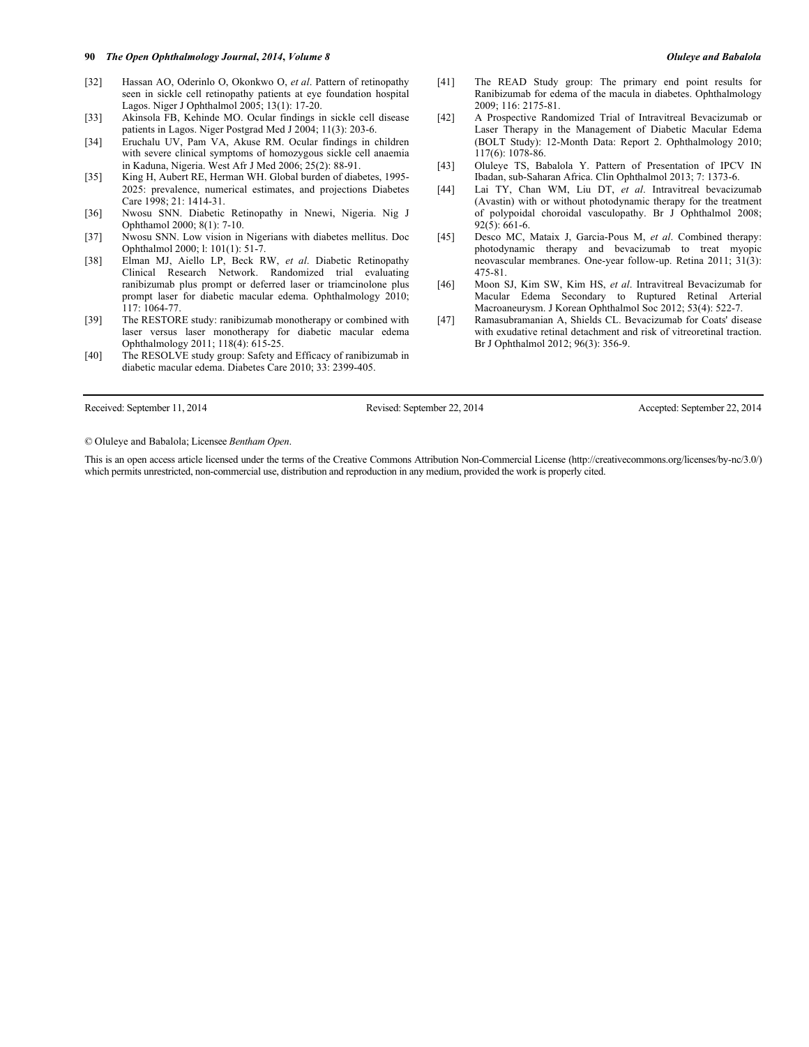[32] Hassan AO, Oderinlo O, Okonkwo O, *et al*. Pattern of retinopathy seen in sickle cell retinopathy patients at eye foundation hospital Lagos. Niger J Ophthalmol 2005; 13(1): 17-20.

[33] Akinsola FB, Kehinde MO. Ocular findings in sickle cell disease patients in Lagos. Niger Postgrad Med J 2004; 11(3): 203-6.

[34] Eruchalu UV, Pam VA, Akuse RM. Ocular findings in children with severe clinical symptoms of homozygous sickle cell anaemia in Kaduna, Nigeria. West Afr J Med 2006; 25(2): 88-91.

[35] King H, Aubert RE, Herman WH. Global burden of diabetes, 1995-2025: prevalence, numerical estimates, and projections Diabetes Care 1998; 21: 1414-31.

[36] Nwosu SNN. Diabetic Retinopathy in Nnewi, Nigeria. Nig J Ophthamol 2000; 8(1): 7-10.

[37] Nwosu SNN. Low vision in Nigerians with diabetes mellitus. Doc Ophthalmol 2000; l: 101(1): 51-7.

[38] Elman MJ, Aiello LP, Beck RW, *et al*. Diabetic Retinopathy Clinical Research Network. Randomized trial evaluating ranibizumab plus prompt or deferred laser or triamcinolone plus prompt laser for diabetic macular edema. Ophthalmology 2010; 117: 1064-77.

[39] The RESTORE study: ranibizumab monotherapy or combined with laser versus laser monotherapy for diabetic macular edema Ophthalmology 2011; 118(4): 615-25.

[40] The RESOLVE study group: Safety and Efficacy of ranibizumab in diabetic macular edema. Diabetes Care 2010; 33: 2399-405.

[41] The READ Study group: The primary end point results for Ranibizumab for edema of the macula in diabetes. Ophthalmology 2009; 116: 2175-81.

[42] A Prospective Randomized Trial of Intravitreal Bevacizumab or Laser Therapy in the Management of Diabetic Macular Edema (BOLT Study): 12-Month Data: Report 2. Ophthalmology 2010; 117(6): 1078-86.

[43] Oluleye TS, Babalola Y. Pattern of Presentation of IPCV IN Ibadan, sub-Saharan Africa. Clin Ophthalmol 2013; 7: 1373-6.

[44] Lai TY, Chan WM, Liu DT, *et al*. Intravitreal bevacizumab (Avastin) with or without photodynamic therapy for the treatment of polypoidal choroidal vasculopathy. Br J Ophthalmol 2008; 92(5): 661-6.

[45] Desco MC, Mataix J, Garcia-Pous M, *et al*. Combined therapy: photodynamic therapy and bevacizumab to treat myopic neovascular membranes. One-year follow-up. Retina 2011; 31(3): 475-81.

[46] Moon SJ, Kim SW, Kim HS, *et al*. Intravitreal Bevacizumab for Macular Edema Secondary to Ruptured Retinal Arterial Macroaneurysm. J Korean Ophthalmol Soc 2012; 53(4): 522-7.

[47] Ramasubramanian A, Shields CL. Bevacizumab for Coats' disease with exudative retinal detachment and risk of vitreoretinal traction. Br J Ophthalmol 2012; 96(3): 356-9.

Received: September 11, 2014 | Revised: September 22, 2014 | Accepted: September 22, 2014

© Oluleye and Babalola; Licensee *Bentham Open*.

This is an open access article licensed under the terms of the Creative Commons Attribution Non-Commercial License (http://creativecommons.org/licenses/by-nc/3.0/) which permits unrestricted, non-commercial use, distribution and reproduction in any medium, provided the work is properly cited.